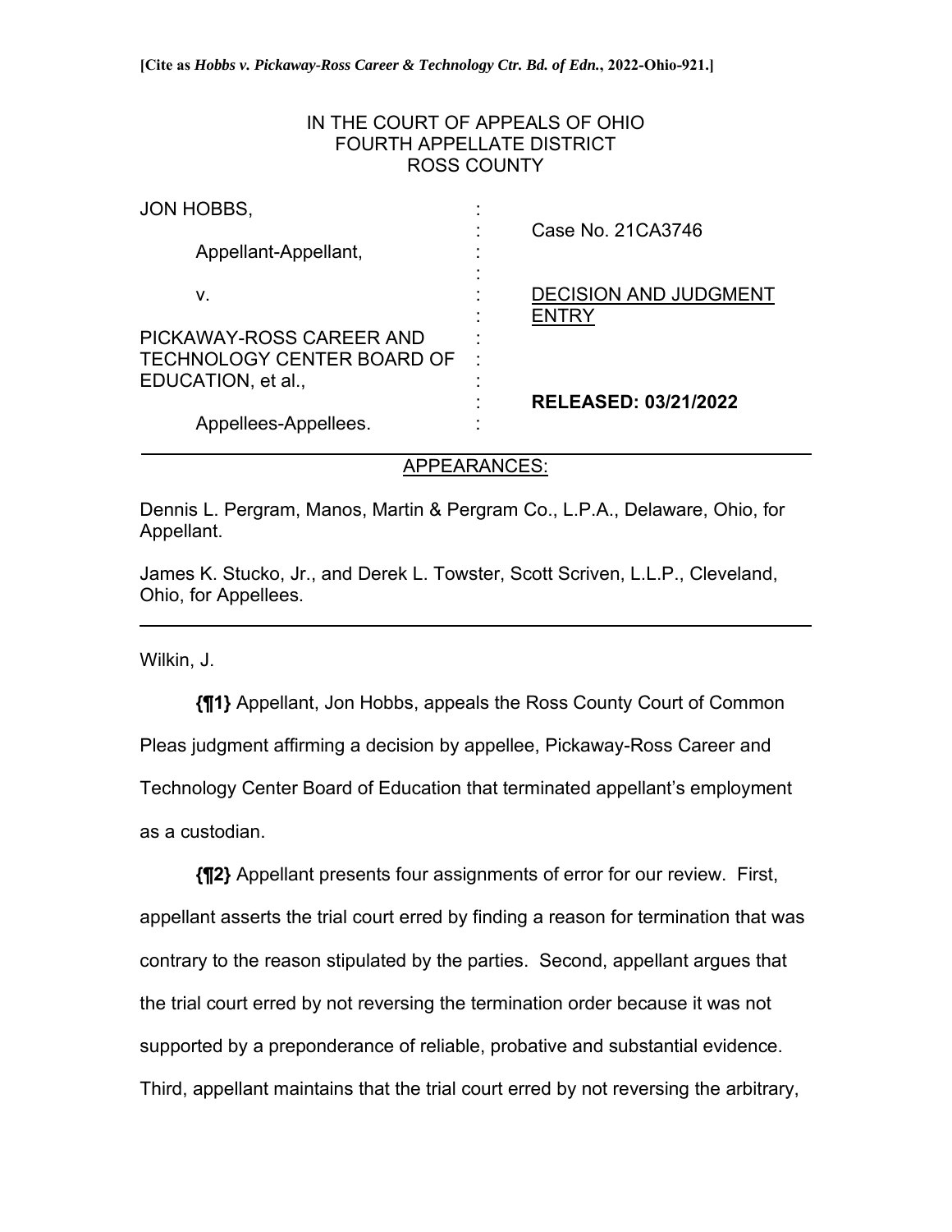**[Cite as *Hobbs v. Pickaway-Ross Career & Technology Ctr. Bd. of Edn.*, 2022-Ohio-921.]**

IN THE COURT OF APPEALS OF OHIO
FOURTH APPELLATE DISTRICT
ROSS COUNTY

| | |
|---|---|
| JON HOBBS, | Case No. 21CA3746 |
| Appellant-Appellant, | |
| v. | <u>DECISION AND JUDGMENT ENTRY</u> |
| PICKAWAY-ROSS CAREER AND TECHNOLOGY CENTER BOARD OF EDUCATION, et al., | |
| Appellees-Appellees. | **RELEASED: 03/21/2022** |

<u>APPEARANCES:</u>

Dennis L. Pergram, Manos, Martin & Pergram Co., L.P.A., Delaware, Ohio, for Appellant.

James K. Stucko, Jr., and Derek L. Towster, Scott Scriven, L.L.P., Cleveland, Ohio, for Appellees.

Wilkin, J.

**{¶1}** Appellant, Jon Hobbs, appeals the Ross County Court of Common Pleas judgment affirming a decision by appellee, Pickaway-Ross Career and Technology Center Board of Education that terminated appellant's employment as a custodian.

**{¶2}** Appellant presents four assignments of error for our review. First, appellant asserts the trial court erred by finding a reason for termination that was contrary to the reason stipulated by the parties. Second, appellant argues that the trial court erred by not reversing the termination order because it was not supported by a preponderance of reliable, probative and substantial evidence. Third, appellant maintains that the trial court erred by not reversing the arbitrary,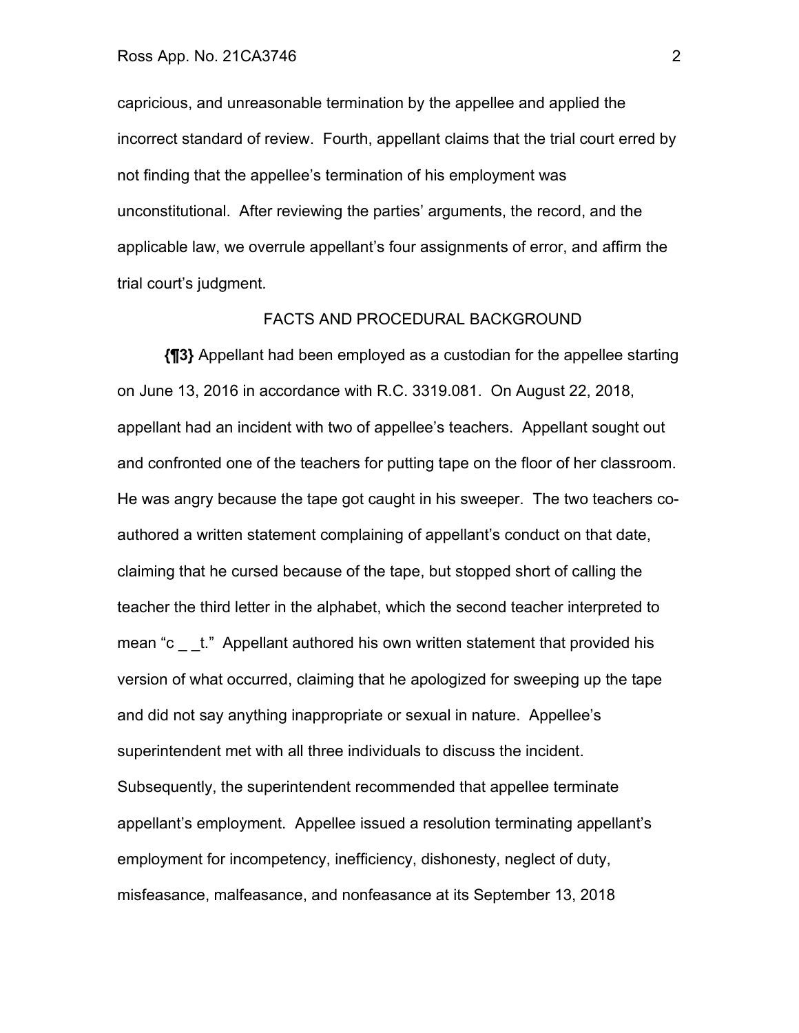capricious, and unreasonable termination by the appellee and applied the incorrect standard of review. Fourth, appellant claims that the trial court erred by not finding that the appellee's termination of his employment was unconstitutional. After reviewing the parties' arguments, the record, and the applicable law, we overrule appellant's four assignments of error, and affirm the trial court's judgment.

## FACTS AND PROCEDURAL BACKGROUND

**{¶3}** Appellant had been employed as a custodian for the appellee starting on June 13, 2016 in accordance with R.C. 3319.081. On August 22, 2018, appellant had an incident with two of appellee's teachers. Appellant sought out and confronted one of the teachers for putting tape on the floor of her classroom. He was angry because the tape got caught in his sweeper. The two teachers co-authored a written statement complaining of appellant's conduct on that date, claiming that he cursed because of the tape, but stopped short of calling the teacher the third letter in the alphabet, which the second teacher interpreted to mean "c _ _t." Appellant authored his own written statement that provided his version of what occurred, claiming that he apologized for sweeping up the tape and did not say anything inappropriate or sexual in nature. Appellee's superintendent met with all three individuals to discuss the incident. Subsequently, the superintendent recommended that appellee terminate appellant's employment. Appellee issued a resolution terminating appellant's employment for incompetency, inefficiency, dishonesty, neglect of duty, misfeasance, malfeasance, and nonfeasance at its September 13, 2018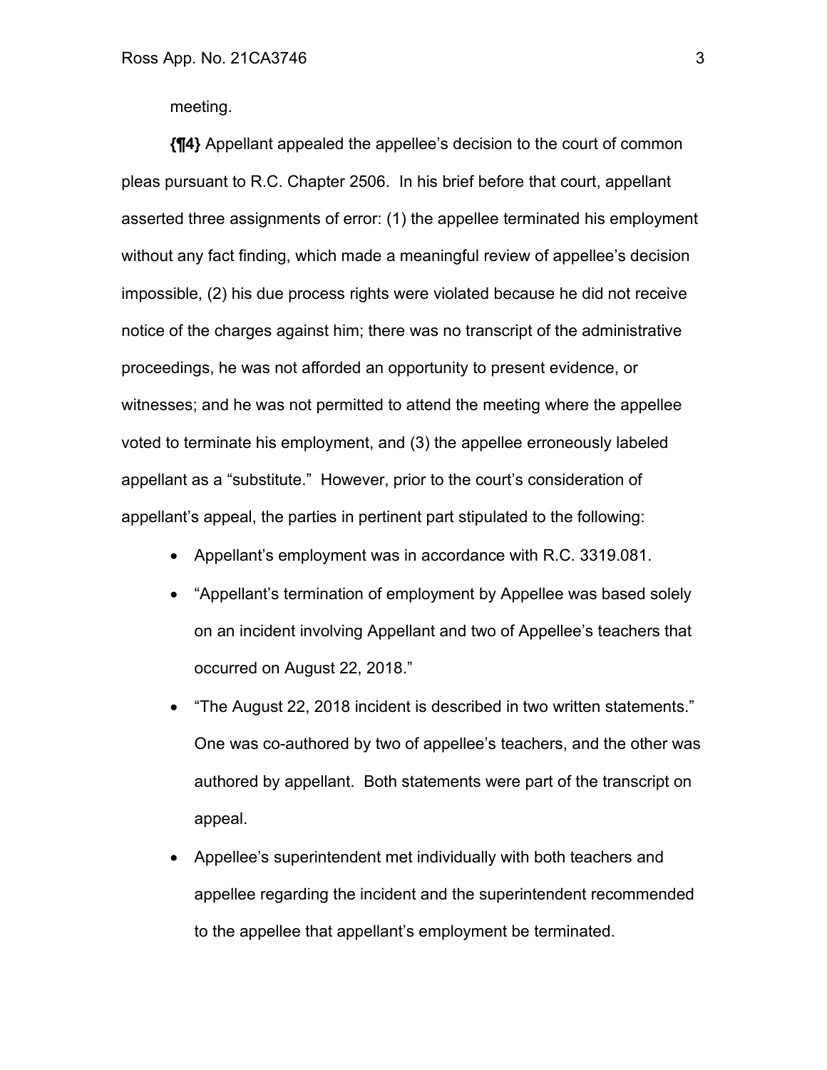meeting.

**{¶4}** Appellant appealed the appellee's decision to the court of common pleas pursuant to R.C. Chapter 2506. In his brief before that court, appellant asserted three assignments of error: (1) the appellee terminated his employment without any fact finding, which made a meaningful review of appellee's decision impossible, (2) his due process rights were violated because he did not receive notice of the charges against him; there was no transcript of the administrative proceedings, he was not afforded an opportunity to present evidence, or witnesses; and he was not permitted to attend the meeting where the appellee voted to terminate his employment, and (3) the appellee erroneously labeled appellant as a "substitute." However, prior to the court's consideration of appellant's appeal, the parties in pertinent part stipulated to the following:

- Appellant's employment was in accordance with R.C. 3319.081.
- "Appellant's termination of employment by Appellee was based solely on an incident involving Appellant and two of Appellee's teachers that occurred on August 22, 2018."
- "The August 22, 2018 incident is described in two written statements." One was co-authored by two of appellee's teachers, and the other was authored by appellant. Both statements were part of the transcript on appeal.
- Appellee's superintendent met individually with both teachers and appellee regarding the incident and the superintendent recommended to the appellee that appellant's employment be terminated.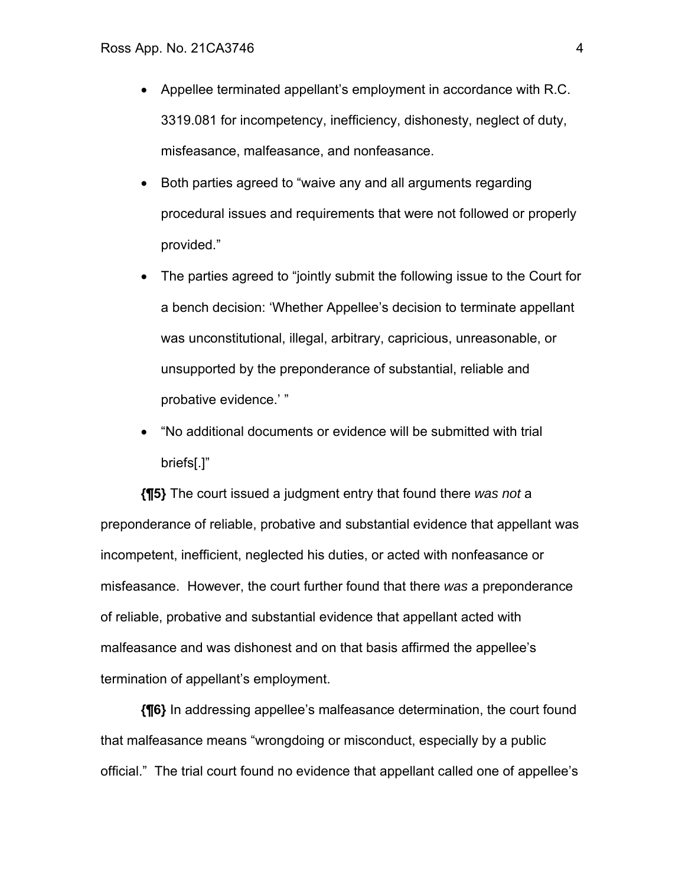- Appellee terminated appellant's employment in accordance with R.C. 3319.081 for incompetency, inefficiency, dishonesty, neglect of duty, misfeasance, malfeasance, and nonfeasance.
- Both parties agreed to "waive any and all arguments regarding procedural issues and requirements that were not followed or properly provided."
- The parties agreed to "jointly submit the following issue to the Court for a bench decision: 'Whether Appellee's decision to terminate appellant was unconstitutional, illegal, arbitrary, capricious, unreasonable, or unsupported by the preponderance of substantial, reliable and probative evidence.' "
- "No additional documents or evidence will be submitted with trial briefs[.]"

**{¶5}** The court issued a judgment entry that found there *was not* a preponderance of reliable, probative and substantial evidence that appellant was incompetent, inefficient, neglected his duties, or acted with nonfeasance or misfeasance. However, the court further found that there *was* a preponderance of reliable, probative and substantial evidence that appellant acted with malfeasance and was dishonest and on that basis affirmed the appellee's termination of appellant's employment.

**{¶6}** In addressing appellee's malfeasance determination, the court found that malfeasance means "wrongdoing or misconduct, especially by a public official." The trial court found no evidence that appellant called one of appellee's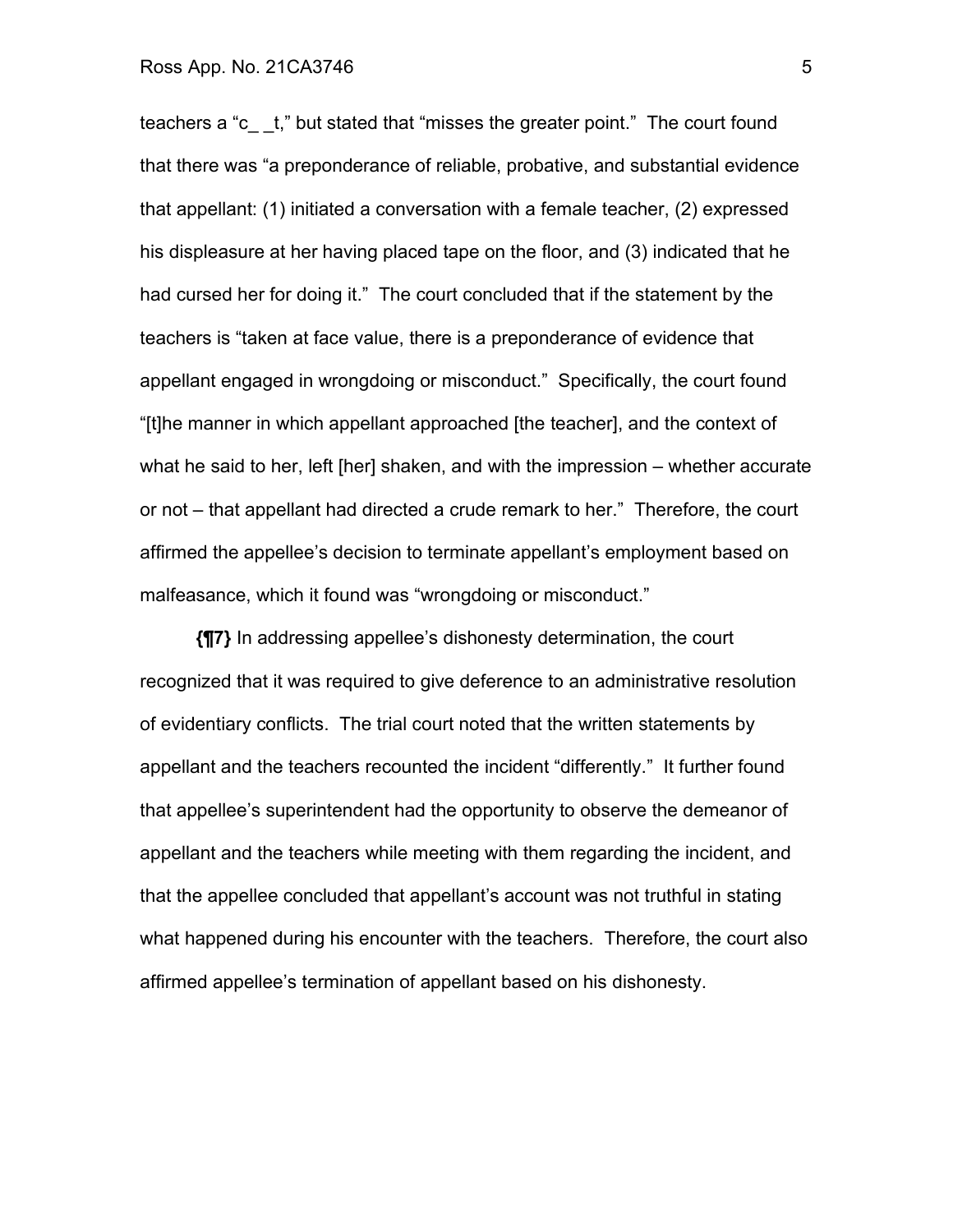teachers a "c_ _t," but stated that "misses the greater point." The court found that there was "a preponderance of reliable, probative, and substantial evidence that appellant: (1) initiated a conversation with a female teacher, (2) expressed his displeasure at her having placed tape on the floor, and (3) indicated that he had cursed her for doing it." The court concluded that if the statement by the teachers is "taken at face value, there is a preponderance of evidence that appellant engaged in wrongdoing or misconduct." Specifically, the court found "[t]he manner in which appellant approached [the teacher], and the context of what he said to her, left [her] shaken, and with the impression – whether accurate or not – that appellant had directed a crude remark to her." Therefore, the court affirmed the appellee's decision to terminate appellant's employment based on malfeasance, which it found was "wrongdoing or misconduct."

**{¶7}** In addressing appellee's dishonesty determination, the court recognized that it was required to give deference to an administrative resolution of evidentiary conflicts. The trial court noted that the written statements by appellant and the teachers recounted the incident "differently." It further found that appellee's superintendent had the opportunity to observe the demeanor of appellant and the teachers while meeting with them regarding the incident, and that the appellee concluded that appellant's account was not truthful in stating what happened during his encounter with the teachers. Therefore, the court also affirmed appellee's termination of appellant based on his dishonesty.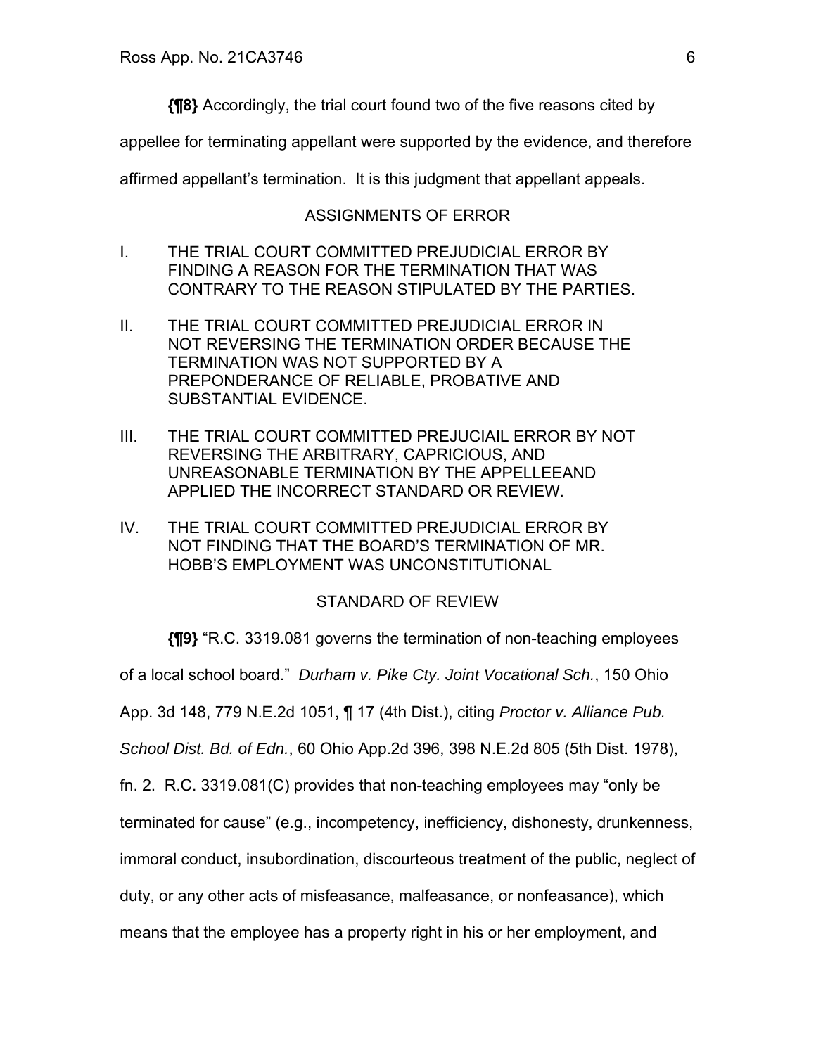**{¶8}** Accordingly, the trial court found two of the five reasons cited by appellee for terminating appellant were supported by the evidence, and therefore affirmed appellant's termination. It is this judgment that appellant appeals.

## ASSIGNMENTS OF ERROR

I. THE TRIAL COURT COMMITTED PREJUDICIAL ERROR BY FINDING A REASON FOR THE TERMINATION THAT WAS CONTRARY TO THE REASON STIPULATED BY THE PARTIES.

II. THE TRIAL COURT COMMITTED PREJUDICIAL ERROR IN NOT REVERSING THE TERMINATION ORDER BECAUSE THE TERMINATION WAS NOT SUPPORTED BY A PREPONDERANCE OF RELIABLE, PROBATIVE AND SUBSTANTIAL EVIDENCE.

III. THE TRIAL COURT COMMITTED PREJUCIAIL ERROR BY NOT REVERSING THE ARBITRARY, CAPRICIOUS, AND UNREASONABLE TERMINATION BY THE APPELLEEAND APPLIED THE INCORRECT STANDARD OR REVIEW.

IV. THE TRIAL COURT COMMITTED PREJUDICIAL ERROR BY NOT FINDING THAT THE BOARD'S TERMINATION OF MR. HOBB'S EMPLOYMENT WAS UNCONSTITUTIONAL

## STANDARD OF REVIEW

**{¶9}** "R.C. 3319.081 governs the termination of non-teaching employees of a local school board." *Durham v. Pike Cty. Joint Vocational Sch.*, 150 Ohio App. 3d 148, 779 N.E.2d 1051, ¶ 17 (4th Dist.), citing *Proctor v. Alliance Pub. School Dist. Bd. of Edn.*, 60 Ohio App.2d 396, 398 N.E.2d 805 (5th Dist. 1978), fn. 2. R.C. 3319.081(C) provides that non-teaching employees may "only be terminated for cause" (e.g., incompetency, inefficiency, dishonesty, drunkenness, immoral conduct, insubordination, discourteous treatment of the public, neglect of duty, or any other acts of misfeasance, malfeasance, or nonfeasance), which means that the employee has a property right in his or her employment, and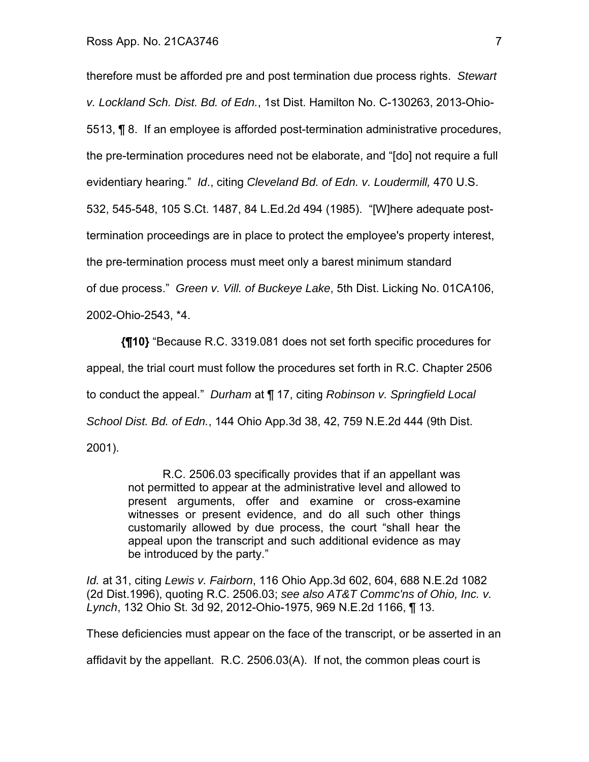therefore must be afforded pre and post termination due process rights. *Stewart v. Lockland Sch. Dist. Bd. of Edn.*, 1st Dist. Hamilton No. C-130263, 2013-Ohio-5513, ¶ 8. If an employee is afforded post-termination administrative procedures, the pre-termination procedures need not be elaborate, and "[do] not require a full evidentiary hearing." *Id*., citing *Cleveland Bd. of Edn. v. Loudermill,* 470 U.S. 532, 545-548, 105 S.Ct. 1487, 84 L.Ed.2d 494 (1985). "[W]here adequate post-termination proceedings are in place to protect the employee's property interest, the pre-termination process must meet only a barest minimum standard of due process." *Green v. Vill. of Buckeye Lake*, 5th Dist. Licking No. 01CA106, 2002-Ohio-2543, *4.

**{¶10}** "Because R.C. 3319.081 does not set forth specific procedures for appeal, the trial court must follow the procedures set forth in R.C. Chapter 2506 to conduct the appeal." *Durham* at ¶ 17, citing *Robinson v. Springfield Local School Dist. Bd. of Edn.*, 144 Ohio App.3d 38, 42, 759 N.E.2d 444 (9th Dist. 2001).

> R.C. 2506.03 specifically provides that if an appellant was not permitted to appear at the administrative level and allowed to present arguments, offer and examine or cross-examine witnesses or present evidence, and do all such other things customarily allowed by due process, the court "shall hear the appeal upon the transcript and such additional evidence as may be introduced by the party."

*Id.* at 31, citing *Lewis v. Fairborn*, 116 Ohio App.3d 602, 604, 688 N.E.2d 1082 (2d Dist.1996), quoting R.C. 2506.03; *see also AT&T Commc'ns of Ohio, Inc. v. Lynch*, 132 Ohio St. 3d 92, 2012-Ohio-1975, 969 N.E.2d 1166, ¶ 13.

These deficiencies must appear on the face of the transcript, or be asserted in an affidavit by the appellant. R.C. 2506.03(A). If not, the common pleas court is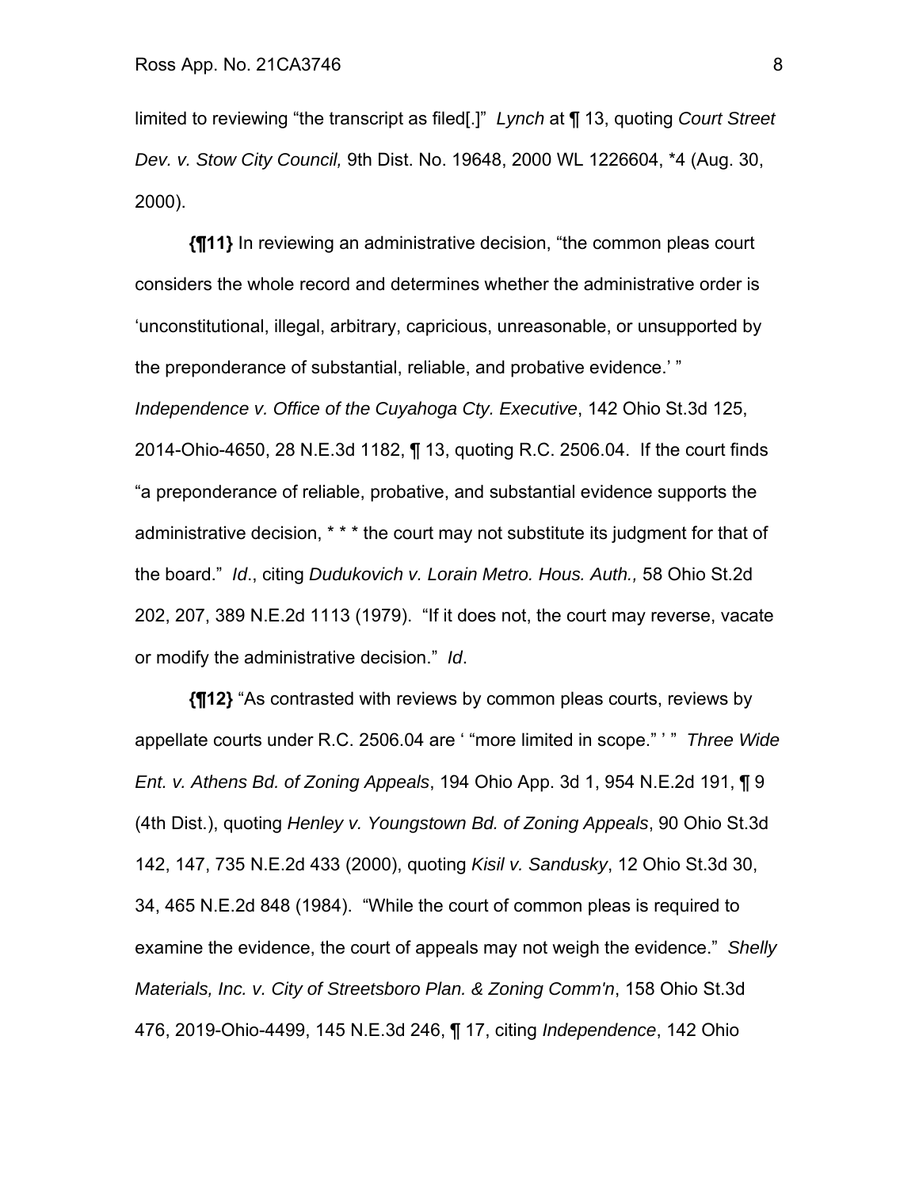limited to reviewing "the transcript as filed[.]" *Lynch* at ¶ 13, quoting *Court Street Dev. v. Stow City Council,* 9th Dist. No. 19648, 2000 WL 1226604, *4 (Aug. 30, 2000).

**{¶11}** In reviewing an administrative decision, "the common pleas court considers the whole record and determines whether the administrative order is 'unconstitutional, illegal, arbitrary, capricious, unreasonable, or unsupported by the preponderance of substantial, reliable, and probative evidence.' " *Independence v. Office of the Cuyahoga Cty. Executive*, 142 Ohio St.3d 125, 2014-Ohio-4650, 28 N.E.3d 1182, ¶ 13, quoting R.C. 2506.04. If the court finds "a preponderance of reliable, probative, and substantial evidence supports the administrative decision, * * * the court may not substitute its judgment for that of the board." *Id*., citing *Dudukovich v. Lorain Metro. Hous. Auth.,* 58 Ohio St.2d 202, 207, 389 N.E.2d 1113 (1979). "If it does not, the court may reverse, vacate or modify the administrative decision." *Id*.

**{¶12}** "As contrasted with reviews by common pleas courts, reviews by appellate courts under R.C. 2506.04 are ' "more limited in scope." ' " *Three Wide Ent. v. Athens Bd. of Zoning Appeals*, 194 Ohio App. 3d 1, 954 N.E.2d 191, ¶ 9 (4th Dist.), quoting *Henley v. Youngstown Bd. of Zoning Appeals*, 90 Ohio St.3d 142, 147, 735 N.E.2d 433 (2000), quoting *Kisil v. Sandusky*, 12 Ohio St.3d 30, 34, 465 N.E.2d 848 (1984). "While the court of common pleas is required to examine the evidence, the court of appeals may not weigh the evidence." *Shelly Materials, Inc. v. City of Streetsboro Plan. & Zoning Comm'n*, 158 Ohio St.3d 476, 2019-Ohio-4499, 145 N.E.3d 246, ¶ 17, citing *Independence*, 142 Ohio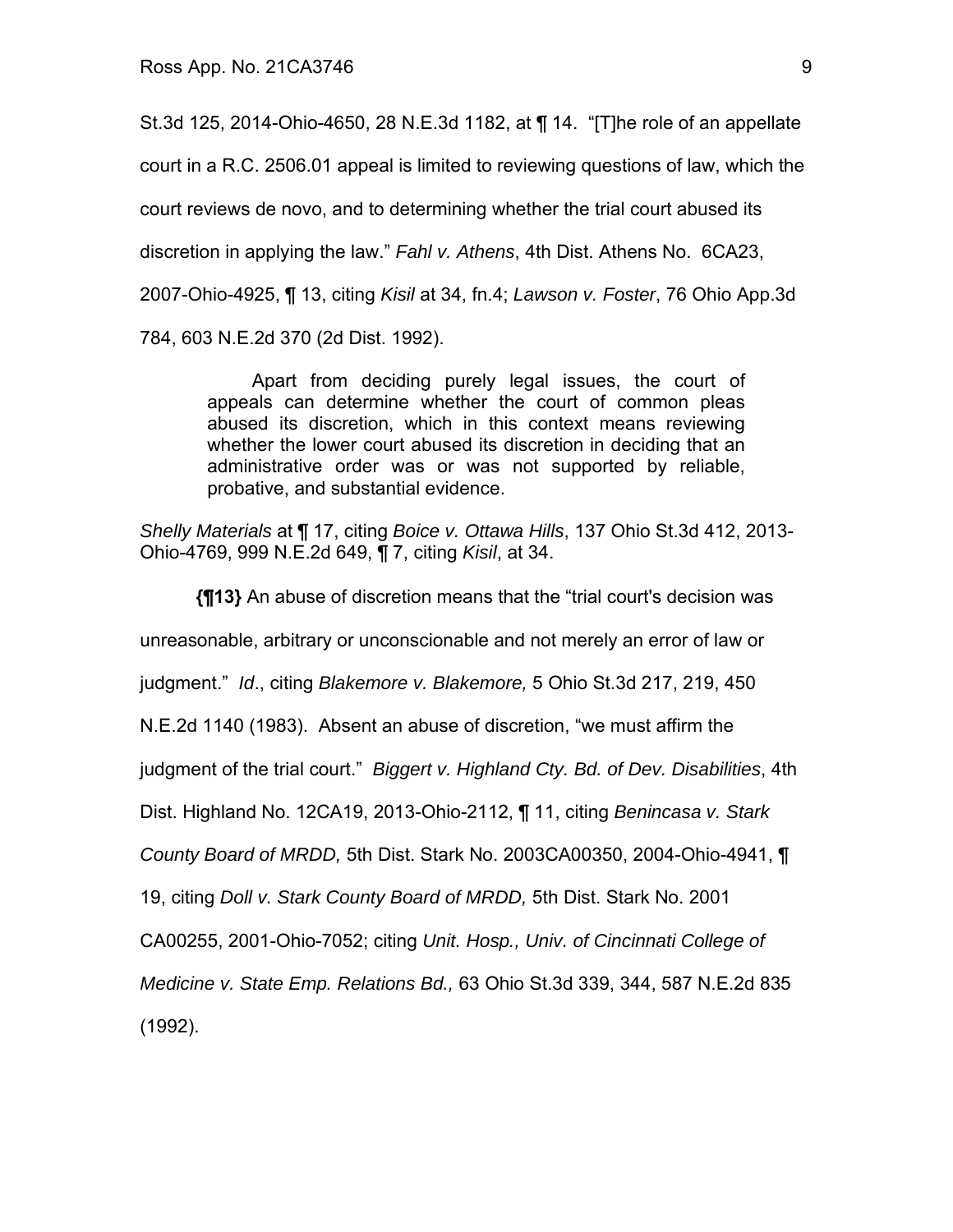St.3d 125, 2014-Ohio-4650, 28 N.E.3d 1182, at ¶ 14. "[T]he role of an appellate court in a R.C. 2506.01 appeal is limited to reviewing questions of law, which the court reviews de novo, and to determining whether the trial court abused its discretion in applying the law." *Fahl v. Athens*, 4th Dist. Athens No. 6CA23, 2007-Ohio-4925, ¶ 13, citing *Kisil* at 34, fn.4; *Lawson v. Foster*, 76 Ohio App.3d 784, 603 N.E.2d 370 (2d Dist. 1992).

> Apart from deciding purely legal issues, the court of appeals can determine whether the court of common pleas abused its discretion, which in this context means reviewing whether the lower court abused its discretion in deciding that an administrative order was or was not supported by reliable, probative, and substantial evidence.

*Shelly Materials* at ¶ 17, citing *Boice v. Ottawa Hills*, 137 Ohio St.3d 412, 2013-Ohio-4769, 999 N.E.2d 649, ¶ 7, citing *Kisil*, at 34.

**{¶13}** An abuse of discretion means that the "trial court's decision was unreasonable, arbitrary or unconscionable and not merely an error of law or judgment." *Id*., citing *Blakemore v. Blakemore,* 5 Ohio St.3d 217, 219, 450 N.E.2d 1140 (1983). Absent an abuse of discretion, "we must affirm the judgment of the trial court." *Biggert v. Highland Cty. Bd. of Dev. Disabilities*, 4th Dist. Highland No. 12CA19, 2013-Ohio-2112, ¶ 11, citing *Benincasa v. Stark County Board of MRDD,* 5th Dist. Stark No. 2003CA00350, 2004-Ohio-4941, ¶ 19, citing *Doll v. Stark County Board of MRDD,* 5th Dist. Stark No. 2001 CA00255, 2001-Ohio-7052; citing *Unit. Hosp., Univ. of Cincinnati College of Medicine v. State Emp. Relations Bd.,* 63 Ohio St.3d 339, 344, 587 N.E.2d 835 (1992).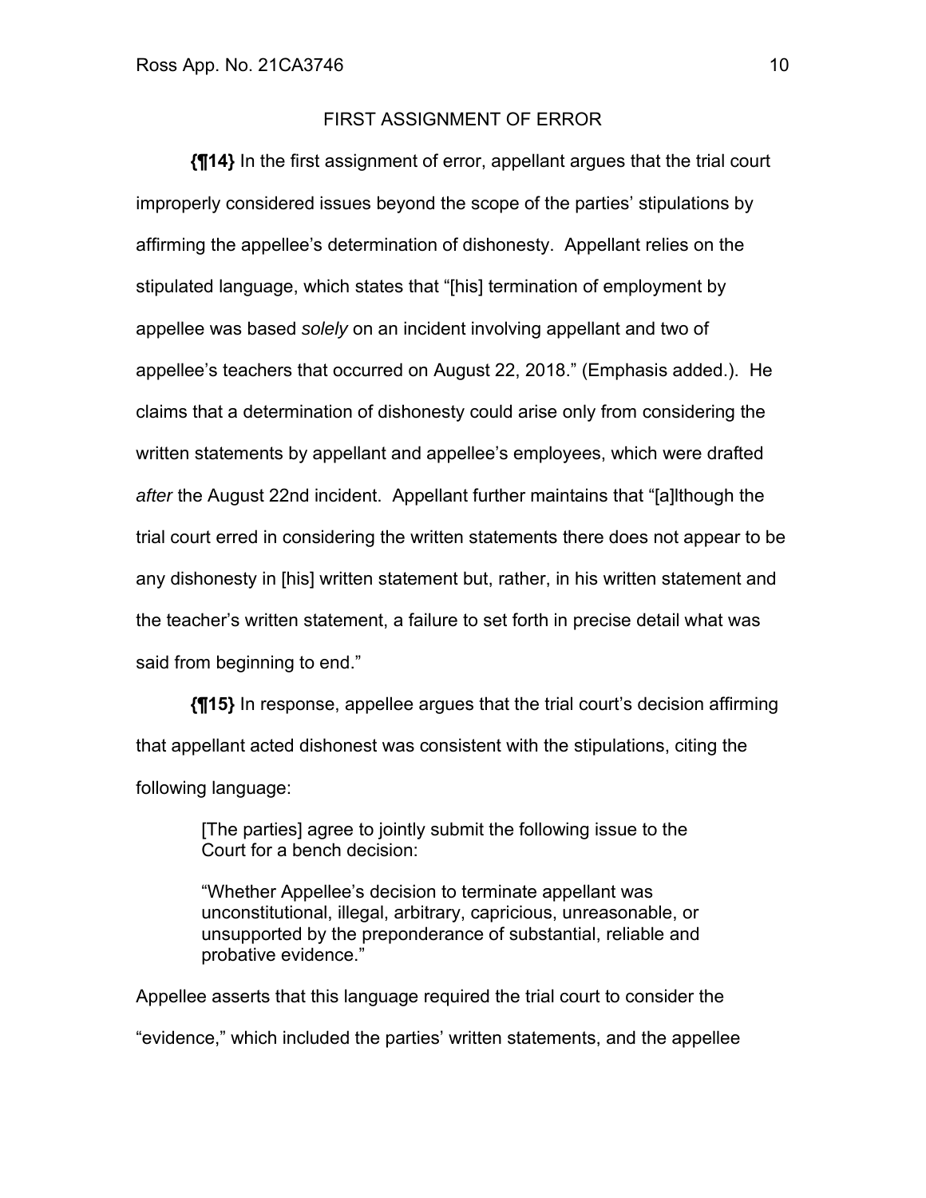## FIRST ASSIGNMENT OF ERROR

**{¶14}** In the first assignment of error, appellant argues that the trial court improperly considered issues beyond the scope of the parties' stipulations by affirming the appellee's determination of dishonesty. Appellant relies on the stipulated language, which states that "[his] termination of employment by appellee was based *solely* on an incident involving appellant and two of appellee's teachers that occurred on August 22, 2018." (Emphasis added.). He claims that a determination of dishonesty could arise only from considering the written statements by appellant and appellee's employees, which were drafted *after* the August 22nd incident. Appellant further maintains that "[a]lthough the trial court erred in considering the written statements there does not appear to be any dishonesty in [his] written statement but, rather, in his written statement and the teacher's written statement, a failure to set forth in precise detail what was said from beginning to end."

**{¶15}** In response, appellee argues that the trial court's decision affirming that appellant acted dishonest was consistent with the stipulations, citing the following language:

> [The parties] agree to jointly submit the following issue to the Court for a bench decision:
>
> "Whether Appellee's decision to terminate appellant was unconstitutional, illegal, arbitrary, capricious, unreasonable, or unsupported by the preponderance of substantial, reliable and probative evidence."

Appellee asserts that this language required the trial court to consider the "evidence," which included the parties' written statements, and the appellee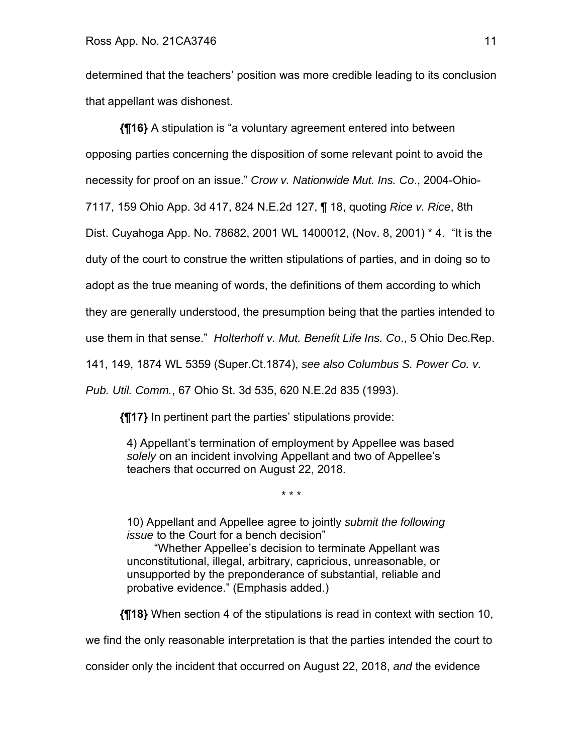determined that the teachers' position was more credible leading to its conclusion that appellant was dishonest.

**{¶16}** A stipulation is "a voluntary agreement entered into between opposing parties concerning the disposition of some relevant point to avoid the necessity for proof on an issue." *Crow v. Nationwide Mut. Ins. Co*., 2004-Ohio-7117, 159 Ohio App. 3d 417, 824 N.E.2d 127, ¶ 18, quoting *Rice v. Rice*, 8th Dist. Cuyahoga App. No. 78682, 2001 WL 1400012, (Nov. 8, 2001) * 4. "It is the duty of the court to construe the written stipulations of parties, and in doing so to adopt as the true meaning of words, the definitions of them according to which they are generally understood, the presumption being that the parties intended to use them in that sense." *Holterhoff v. Mut. Benefit Life Ins. Co*., 5 Ohio Dec.Rep. 141, 149, 1874 WL 5359 (Super.Ct.1874), *see also Columbus S. Power Co. v. Pub. Util. Comm.*, 67 Ohio St. 3d 535, 620 N.E.2d 835 (1993).

**{¶17}** In pertinent part the parties' stipulations provide:

> 4) Appellant's termination of employment by Appellee was based *solely* on an incident involving Appellant and two of Appellee's teachers that occurred on August 22, 2018.
>
> \* \* \*
>
> 10) Appellant and Appellee agree to jointly *submit the following issue* to the Court for a bench decision"
>
> "Whether Appellee's decision to terminate Appellant was unconstitutional, illegal, arbitrary, capricious, unreasonable, or unsupported by the preponderance of substantial, reliable and probative evidence." (Emphasis added.)

**{¶18}** When section 4 of the stipulations is read in context with section 10, we find the only reasonable interpretation is that the parties intended the court to consider only the incident that occurred on August 22, 2018, *and* the evidence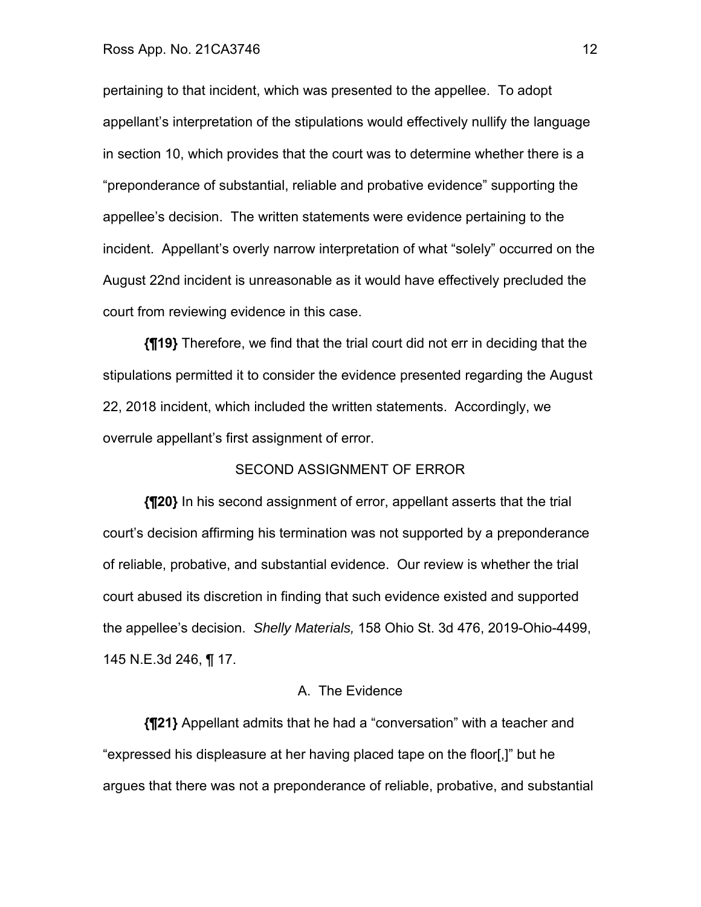pertaining to that incident, which was presented to the appellee. To adopt appellant's interpretation of the stipulations would effectively nullify the language in section 10, which provides that the court was to determine whether there is a "preponderance of substantial, reliable and probative evidence" supporting the appellee's decision. The written statements were evidence pertaining to the incident. Appellant's overly narrow interpretation of what "solely" occurred on the August 22nd incident is unreasonable as it would have effectively precluded the court from reviewing evidence in this case.

**{¶19}** Therefore, we find that the trial court did not err in deciding that the stipulations permitted it to consider the evidence presented regarding the August 22, 2018 incident, which included the written statements. Accordingly, we overrule appellant's first assignment of error.

SECOND ASSIGNMENT OF ERROR

**{¶20}** In his second assignment of error, appellant asserts that the trial court's decision affirming his termination was not supported by a preponderance of reliable, probative, and substantial evidence. Our review is whether the trial court abused its discretion in finding that such evidence existed and supported the appellee's decision. *Shelly Materials,* 158 Ohio St. 3d 476, 2019-Ohio-4499, 145 N.E.3d 246, ¶ 17.

A. The Evidence

**{¶21}** Appellant admits that he had a "conversation" with a teacher and "expressed his displeasure at her having placed tape on the floor[,]" but he argues that there was not a preponderance of reliable, probative, and substantial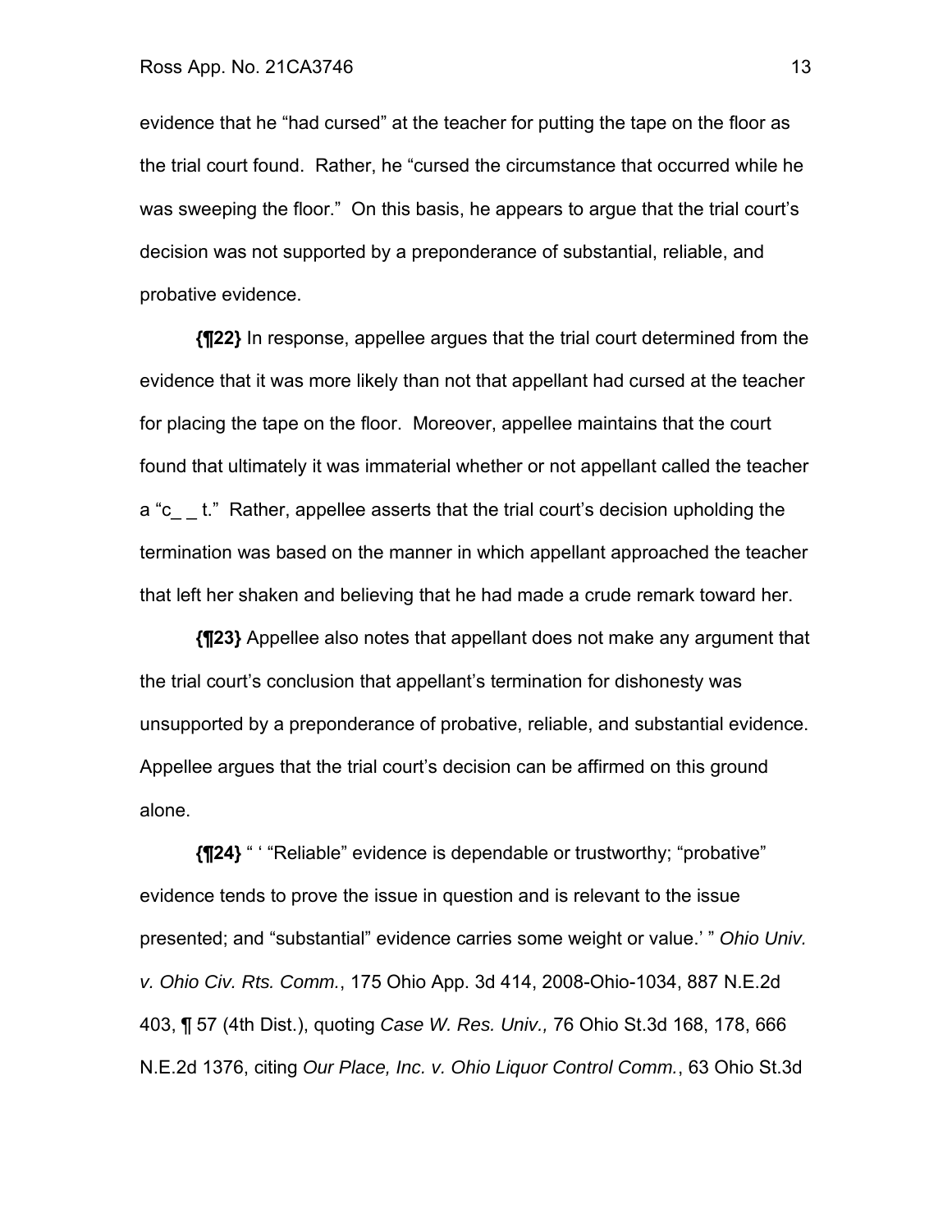evidence that he "had cursed" at the teacher for putting the tape on the floor as the trial court found. Rather, he "cursed the circumstance that occurred while he was sweeping the floor." On this basis, he appears to argue that the trial court's decision was not supported by a preponderance of substantial, reliable, and probative evidence.

**{¶22}** In response, appellee argues that the trial court determined from the evidence that it was more likely than not that appellant had cursed at the teacher for placing the tape on the floor. Moreover, appellee maintains that the court found that ultimately it was immaterial whether or not appellant called the teacher a "c_ _ t." Rather, appellee asserts that the trial court's decision upholding the termination was based on the manner in which appellant approached the teacher that left her shaken and believing that he had made a crude remark toward her.

**{¶23}** Appellee also notes that appellant does not make any argument that the trial court's conclusion that appellant's termination for dishonesty was unsupported by a preponderance of probative, reliable, and substantial evidence. Appellee argues that the trial court's decision can be affirmed on this ground alone.

**{¶24}** " ' "Reliable" evidence is dependable or trustworthy; "probative" evidence tends to prove the issue in question and is relevant to the issue presented; and "substantial" evidence carries some weight or value.' " *Ohio Univ. v. Ohio Civ. Rts. Comm.*, 175 Ohio App. 3d 414, 2008-Ohio-1034, 887 N.E.2d 403, ¶ 57 (4th Dist.), quoting *Case W. Res. Univ.,* 76 Ohio St.3d 168, 178, 666 N.E.2d 1376, citing *Our Place, Inc. v. Ohio Liquor Control Comm.*, 63 Ohio St.3d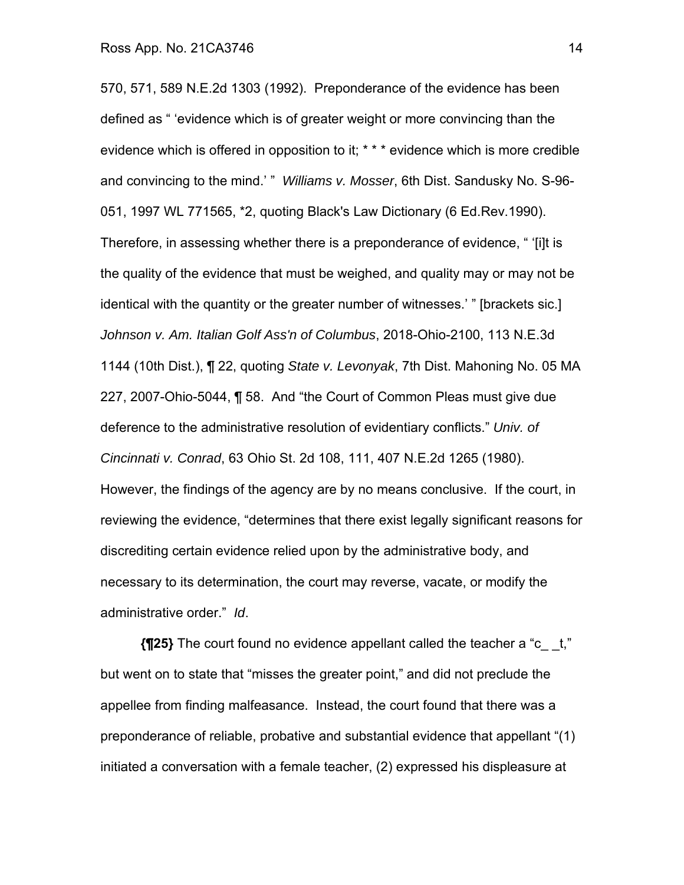570, 571, 589 N.E.2d 1303 (1992). Preponderance of the evidence has been defined as " 'evidence which is of greater weight or more convincing than the evidence which is offered in opposition to it; * * * evidence which is more credible and convincing to the mind.' " *Williams v. Mosser*, 6th Dist. Sandusky No. S-96-051, 1997 WL 771565, *2, quoting Black's Law Dictionary (6 Ed.Rev.1990). Therefore, in assessing whether there is a preponderance of evidence, " '[i]t is the quality of the evidence that must be weighed, and quality may or may not be identical with the quantity or the greater number of witnesses.' " [brackets sic.] *Johnson v. Am. Italian Golf Ass'n of Columbus*, 2018-Ohio-2100, 113 N.E.3d 1144 (10th Dist.), ¶ 22, quoting *State v. Levonyak*, 7th Dist. Mahoning No. 05 MA 227, 2007-Ohio-5044, ¶ 58. And "the Court of Common Pleas must give due deference to the administrative resolution of evidentiary conflicts." *Univ. of Cincinnati v. Conrad*, 63 Ohio St. 2d 108, 111, 407 N.E.2d 1265 (1980). However, the findings of the agency are by no means conclusive. If the court, in reviewing the evidence, "determines that there exist legally significant reasons for discrediting certain evidence relied upon by the administrative body, and necessary to its determination, the court may reverse, vacate, or modify the administrative order." *Id*.

**{¶25}** The court found no evidence appellant called the teacher a "c_ _t," but went on to state that "misses the greater point," and did not preclude the appellee from finding malfeasance. Instead, the court found that there was a preponderance of reliable, probative and substantial evidence that appellant "(1) initiated a conversation with a female teacher, (2) expressed his displeasure at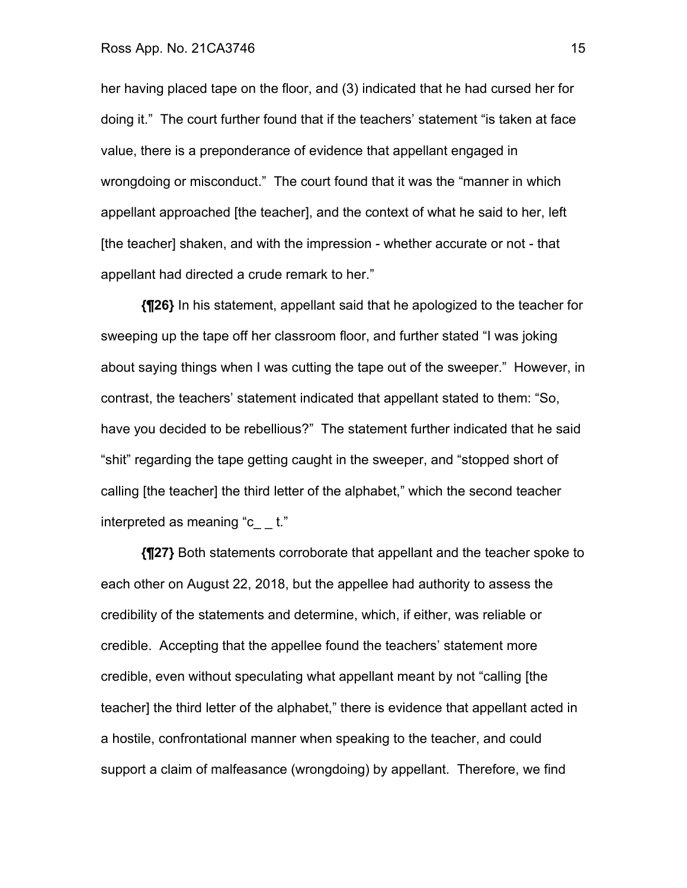her having placed tape on the floor, and (3) indicated that he had cursed her for doing it." The court further found that if the teachers' statement "is taken at face value, there is a preponderance of evidence that appellant engaged in wrongdoing or misconduct." The court found that it was the "manner in which appellant approached [the teacher], and the context of what he said to her, left [the teacher] shaken, and with the impression - whether accurate or not - that appellant had directed a crude remark to her."

**{¶26}** In his statement, appellant said that he apologized to the teacher for sweeping up the tape off her classroom floor, and further stated "I was joking about saying things when I was cutting the tape out of the sweeper." However, in contrast, the teachers' statement indicated that appellant stated to them: "So, have you decided to be rebellious?" The statement further indicated that he said "shit" regarding the tape getting caught in the sweeper, and "stopped short of calling [the teacher] the third letter of the alphabet," which the second teacher interpreted as meaning "c_ _ t."

**{¶27}** Both statements corroborate that appellant and the teacher spoke to each other on August 22, 2018, but the appellee had authority to assess the credibility of the statements and determine, which, if either, was reliable or credible. Accepting that the appellee found the teachers' statement more credible, even without speculating what appellant meant by not "calling [the teacher] the third letter of the alphabet," there is evidence that appellant acted in a hostile, confrontational manner when speaking to the teacher, and could support a claim of malfeasance (wrongdoing) by appellant. Therefore, we find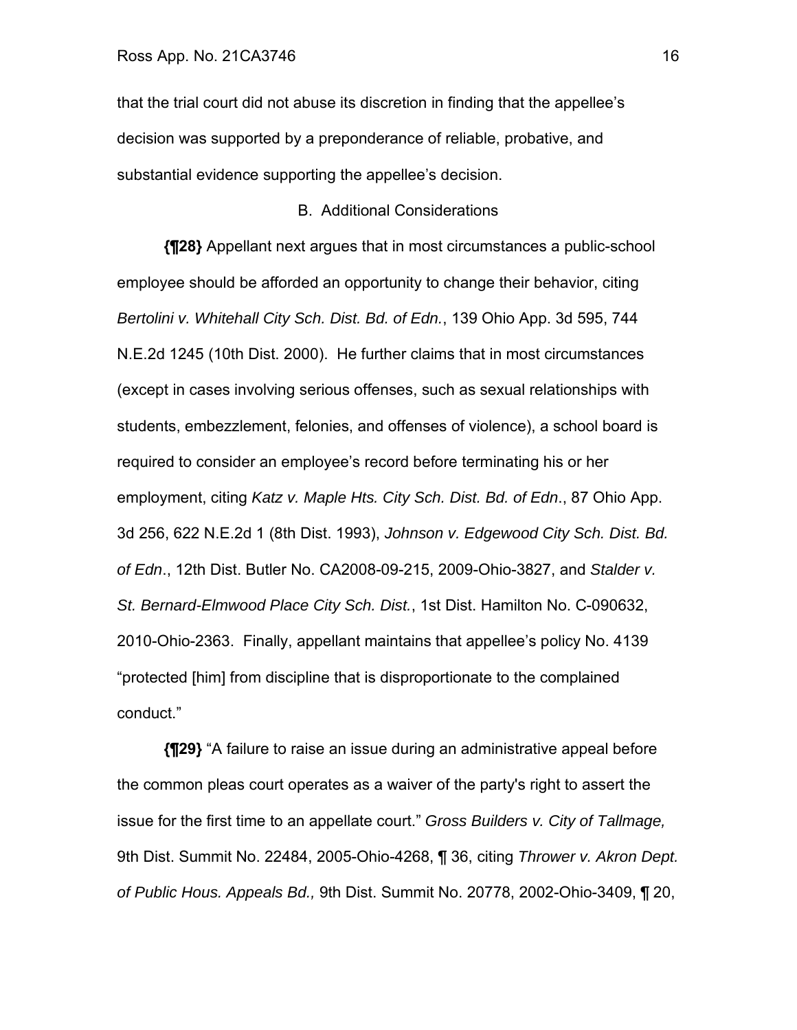that the trial court did not abuse its discretion in finding that the appellee's decision was supported by a preponderance of reliable, probative, and substantial evidence supporting the appellee's decision.

### B. Additional Considerations

**{¶28}** Appellant next argues that in most circumstances a public-school employee should be afforded an opportunity to change their behavior, citing *Bertolini v. Whitehall City Sch. Dist. Bd. of Edn.*, 139 Ohio App. 3d 595, 744 N.E.2d 1245 (10th Dist. 2000). He further claims that in most circumstances (except in cases involving serious offenses, such as sexual relationships with students, embezzlement, felonies, and offenses of violence), a school board is required to consider an employee's record before terminating his or her employment, citing *Katz v. Maple Hts. City Sch. Dist. Bd. of Edn*., 87 Ohio App. 3d 256, 622 N.E.2d 1 (8th Dist. 1993), *Johnson v. Edgewood City Sch. Dist. Bd. of Edn*., 12th Dist. Butler No. CA2008-09-215, 2009-Ohio-3827, and *Stalder v. St. Bernard-Elmwood Place City Sch. Dist.*, 1st Dist. Hamilton No. C-090632, 2010-Ohio-2363. Finally, appellant maintains that appellee's policy No. 4139 "protected [him] from discipline that is disproportionate to the complained conduct."

**{¶29}** "A failure to raise an issue during an administrative appeal before the common pleas court operates as a waiver of the party's right to assert the issue for the first time to an appellate court." *Gross Builders v. City of Tallmage,* 9th Dist. Summit No. 22484, 2005-Ohio-4268, ¶ 36, citing *Thrower v. Akron Dept. of Public Hous. Appeals Bd.,* 9th Dist. Summit No. 20778, 2002-Ohio-3409, ¶ 20,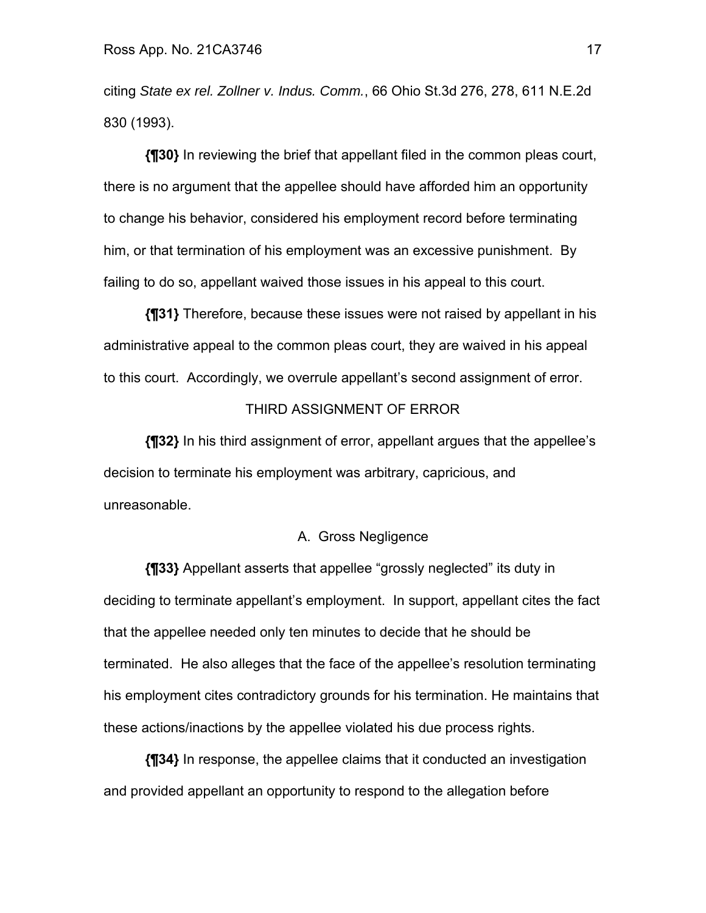citing *State ex rel. Zollner v. Indus. Comm.*, 66 Ohio St.3d 276, 278, 611 N.E.2d 830 (1993).

**{¶30}** In reviewing the brief that appellant filed in the common pleas court, there is no argument that the appellee should have afforded him an opportunity to change his behavior, considered his employment record before terminating him, or that termination of his employment was an excessive punishment. By failing to do so, appellant waived those issues in his appeal to this court.

**{¶31}** Therefore, because these issues were not raised by appellant in his administrative appeal to the common pleas court, they are waived in his appeal to this court. Accordingly, we overrule appellant's second assignment of error.

## THIRD ASSIGNMENT OF ERROR

**{¶32}** In his third assignment of error, appellant argues that the appellee's decision to terminate his employment was arbitrary, capricious, and unreasonable.

### A. Gross Negligence

**{¶33}** Appellant asserts that appellee "grossly neglected" its duty in deciding to terminate appellant's employment. In support, appellant cites the fact that the appellee needed only ten minutes to decide that he should be terminated. He also alleges that the face of the appellee's resolution terminating his employment cites contradictory grounds for his termination. He maintains that these actions/inactions by the appellee violated his due process rights.

**{¶34}** In response, the appellee claims that it conducted an investigation and provided appellant an opportunity to respond to the allegation before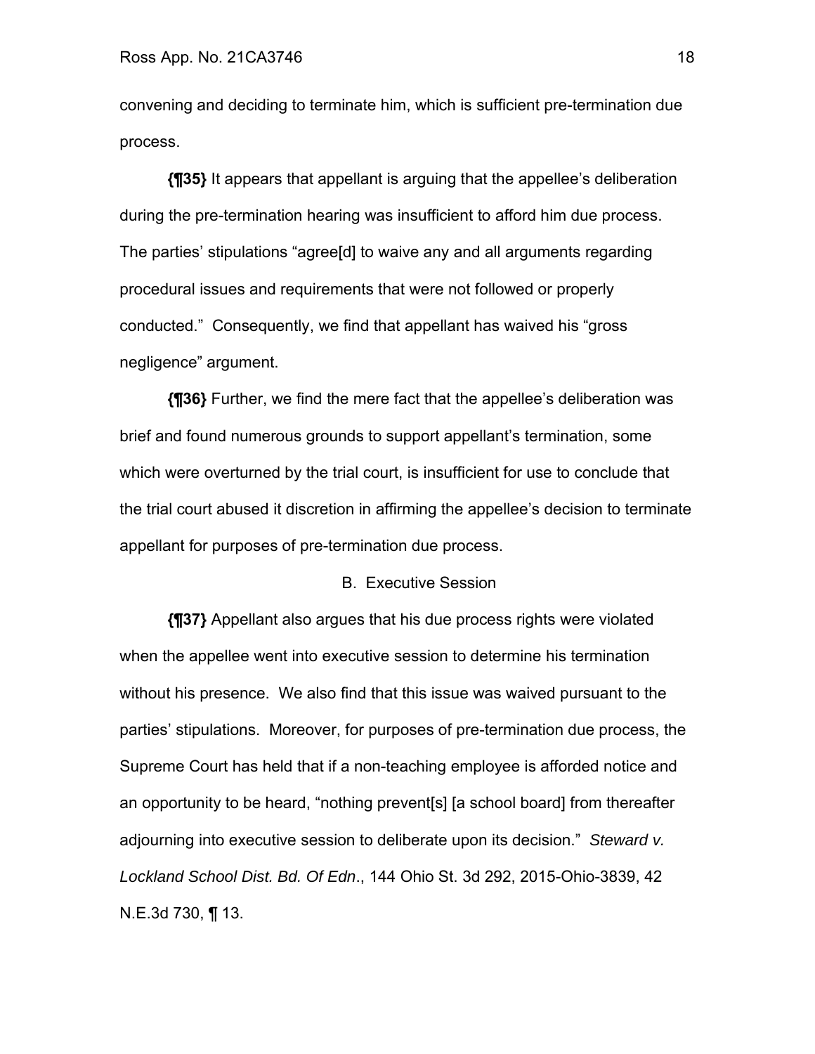convening and deciding to terminate him, which is sufficient pre-termination due process.

**{¶35}** It appears that appellant is arguing that the appellee's deliberation during the pre-termination hearing was insufficient to afford him due process. The parties' stipulations "agree[d] to waive any and all arguments regarding procedural issues and requirements that were not followed or properly conducted." Consequently, we find that appellant has waived his "gross negligence" argument.

**{¶36}** Further, we find the mere fact that the appellee's deliberation was brief and found numerous grounds to support appellant's termination, some which were overturned by the trial court, is insufficient for use to conclude that the trial court abused it discretion in affirming the appellee's decision to terminate appellant for purposes of pre-termination due process.

B. Executive Session

**{¶37}** Appellant also argues that his due process rights were violated when the appellee went into executive session to determine his termination without his presence. We also find that this issue was waived pursuant to the parties' stipulations. Moreover, for purposes of pre-termination due process, the Supreme Court has held that if a non-teaching employee is afforded notice and an opportunity to be heard, "nothing prevent[s] [a school board] from thereafter adjourning into executive session to deliberate upon its decision." *Steward v. Lockland School Dist. Bd. Of Edn*., 144 Ohio St. 3d 292, 2015-Ohio-3839, 42 N.E.3d 730, ¶ 13.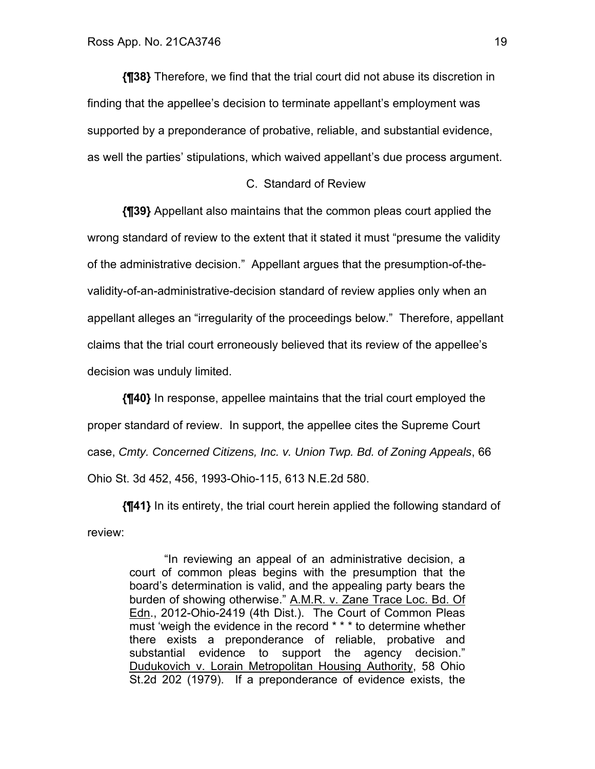**{¶38}** Therefore, we find that the trial court did not abuse its discretion in finding that the appellee's decision to terminate appellant's employment was supported by a preponderance of probative, reliable, and substantial evidence, as well the parties' stipulations, which waived appellant's due process argument.

C. Standard of Review

**{¶39}** Appellant also maintains that the common pleas court applied the wrong standard of review to the extent that it stated it must "presume the validity of the administrative decision." Appellant argues that the presumption-of-the-validity-of-an-administrative-decision standard of review applies only when an appellant alleges an "irregularity of the proceedings below." Therefore, appellant claims that the trial court erroneously believed that its review of the appellee's decision was unduly limited.

**{¶40}** In response, appellee maintains that the trial court employed the proper standard of review. In support, the appellee cites the Supreme Court case, *Cmty. Concerned Citizens, Inc. v. Union Twp. Bd. of Zoning Appeals*, 66 Ohio St. 3d 452, 456, 1993-Ohio-115, 613 N.E.2d 580.

**{¶41}** In its entirety, the trial court herein applied the following standard of review:

> "In reviewing an appeal of an administrative decision, a court of common pleas begins with the presumption that the board's determination is valid, and the appealing party bears the burden of showing otherwise." A.M.R. v. Zane Trace Loc. Bd. Of Edn., 2012-Ohio-2419 (4th Dist.). The Court of Common Pleas must 'weigh the evidence in the record * * * to determine whether there exists a preponderance of reliable, probative and substantial evidence to support the agency decision." Dudukovich v. Lorain Metropolitan Housing Authority, 58 Ohio St.2d 202 (1979). If a preponderance of evidence exists, the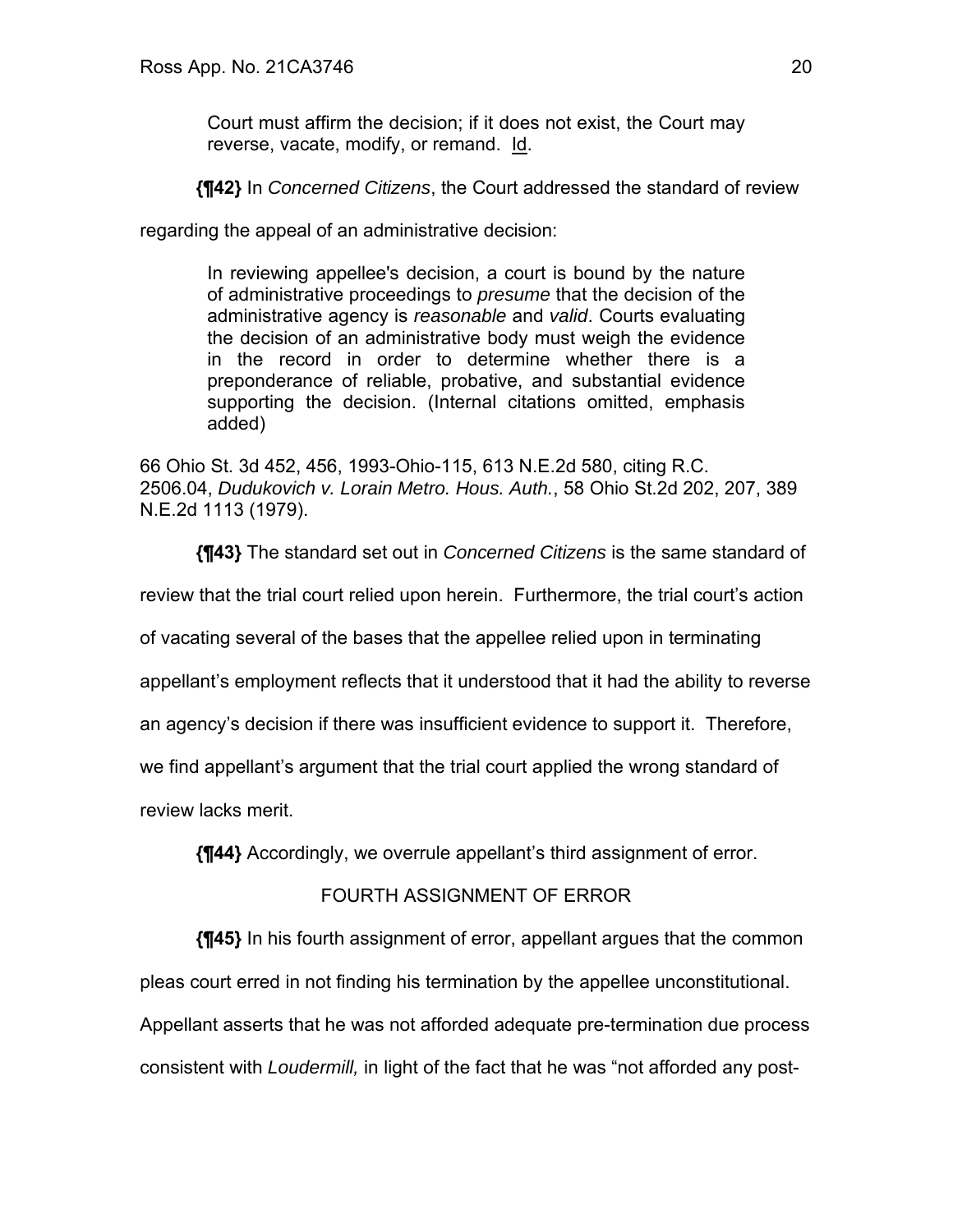> Court must affirm the decision; if it does not exist, the Court may reverse, vacate, modify, or remand. Id.

**{¶42}** In *Concerned Citizens*, the Court addressed the standard of review regarding the appeal of an administrative decision:

> In reviewing appellee's decision, a court is bound by the nature of administrative proceedings to *presume* that the decision of the administrative agency is *reasonable* and *valid*. Courts evaluating the decision of an administrative body must weigh the evidence in the record in order to determine whether there is a preponderance of reliable, probative, and substantial evidence supporting the decision. (Internal citations omitted, emphasis added)

66 Ohio St. 3d 452, 456, 1993-Ohio-115, 613 N.E.2d 580, citing R.C. 2506.04, *Dudukovich v. Lorain Metro. Hous. Auth.*, 58 Ohio St.2d 202, 207, 389 N.E.2d 1113 (1979).

**{¶43}** The standard set out in *Concerned Citizens* is the same standard of review that the trial court relied upon herein. Furthermore, the trial court's action of vacating several of the bases that the appellee relied upon in terminating appellant's employment reflects that it understood that it had the ability to reverse an agency's decision if there was insufficient evidence to support it. Therefore, we find appellant's argument that the trial court applied the wrong standard of review lacks merit.

**{¶44}** Accordingly, we overrule appellant's third assignment of error.

FOURTH ASSIGNMENT OF ERROR

**{¶45}** In his fourth assignment of error, appellant argues that the common pleas court erred in not finding his termination by the appellee unconstitutional. Appellant asserts that he was not afforded adequate pre-termination due process consistent with *Loudermill,* in light of the fact that he was "not afforded any post-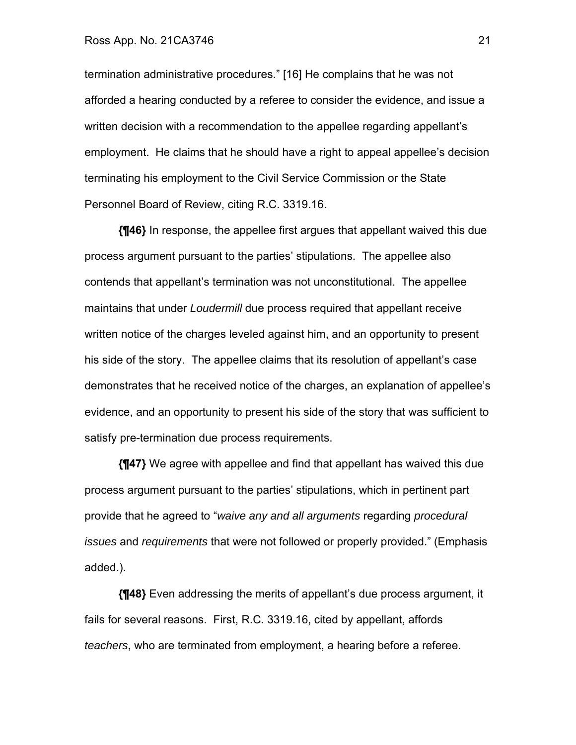termination administrative procedures." [16] He complains that he was not afforded a hearing conducted by a referee to consider the evidence, and issue a written decision with a recommendation to the appellee regarding appellant's employment. He claims that he should have a right to appeal appellee's decision terminating his employment to the Civil Service Commission or the State Personnel Board of Review, citing R.C. 3319.16.

**{¶46}** In response, the appellee first argues that appellant waived this due process argument pursuant to the parties' stipulations. The appellee also contends that appellant's termination was not unconstitutional. The appellee maintains that under *Loudermill* due process required that appellant receive written notice of the charges leveled against him, and an opportunity to present his side of the story. The appellee claims that its resolution of appellant's case demonstrates that he received notice of the charges, an explanation of appellee's evidence, and an opportunity to present his side of the story that was sufficient to satisfy pre-termination due process requirements.

**{¶47}** We agree with appellee and find that appellant has waived this due process argument pursuant to the parties' stipulations, which in pertinent part provide that he agreed to "*waive any and all arguments* regarding *procedural issues* and *requirements* that were not followed or properly provided." (Emphasis added.).

**{¶48}** Even addressing the merits of appellant's due process argument, it fails for several reasons. First, R.C. 3319.16, cited by appellant, affords *teachers*, who are terminated from employment, a hearing before a referee.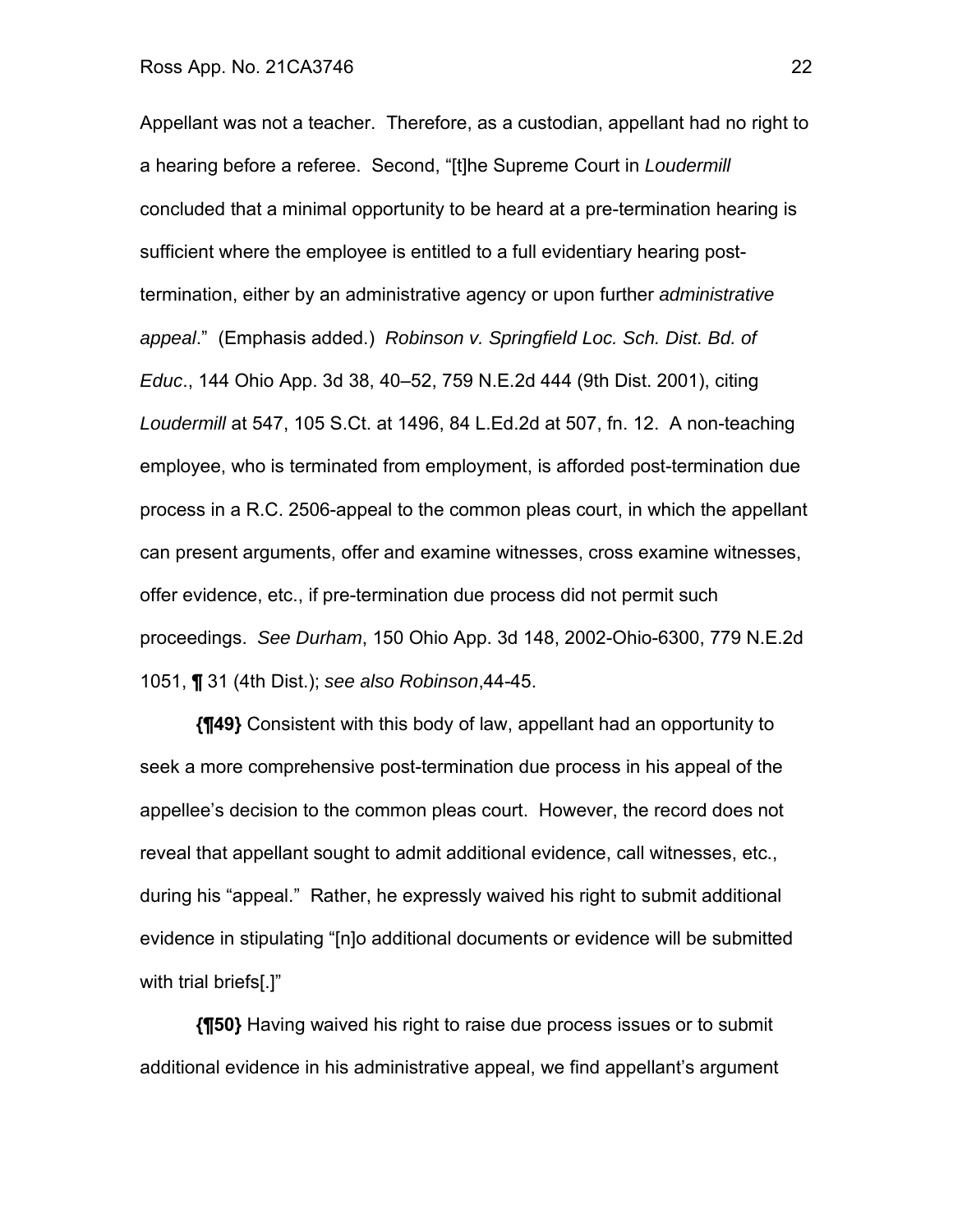Appellant was not a teacher. Therefore, as a custodian, appellant had no right to a hearing before a referee. Second, "[t]he Supreme Court in *Loudermill* concluded that a minimal opportunity to be heard at a pre-termination hearing is sufficient where the employee is entitled to a full evidentiary hearing post-termination, either by an administrative agency or upon further *administrative appeal*." (Emphasis added.) *Robinson v. Springfield Loc. Sch. Dist. Bd. of Educ*., 144 Ohio App. 3d 38, 40–52, 759 N.E.2d 444 (9th Dist. 2001), citing *Loudermill* at 547, 105 S.Ct. at 1496, 84 L.Ed.2d at 507, fn. 12. A non-teaching employee, who is terminated from employment, is afforded post-termination due process in a R.C. 2506-appeal to the common pleas court, in which the appellant can present arguments, offer and examine witnesses, cross examine witnesses, offer evidence, etc., if pre-termination due process did not permit such proceedings. *See Durham*, 150 Ohio App. 3d 148, 2002-Ohio-6300, 779 N.E.2d 1051, ¶ 31 (4th Dist.); *see also Robinson*,44-45.

**{¶49}** Consistent with this body of law, appellant had an opportunity to seek a more comprehensive post-termination due process in his appeal of the appellee's decision to the common pleas court. However, the record does not reveal that appellant sought to admit additional evidence, call witnesses, etc., during his "appeal." Rather, he expressly waived his right to submit additional evidence in stipulating "[n]o additional documents or evidence will be submitted with trial briefs[.]"

**{¶50}** Having waived his right to raise due process issues or to submit additional evidence in his administrative appeal, we find appellant's argument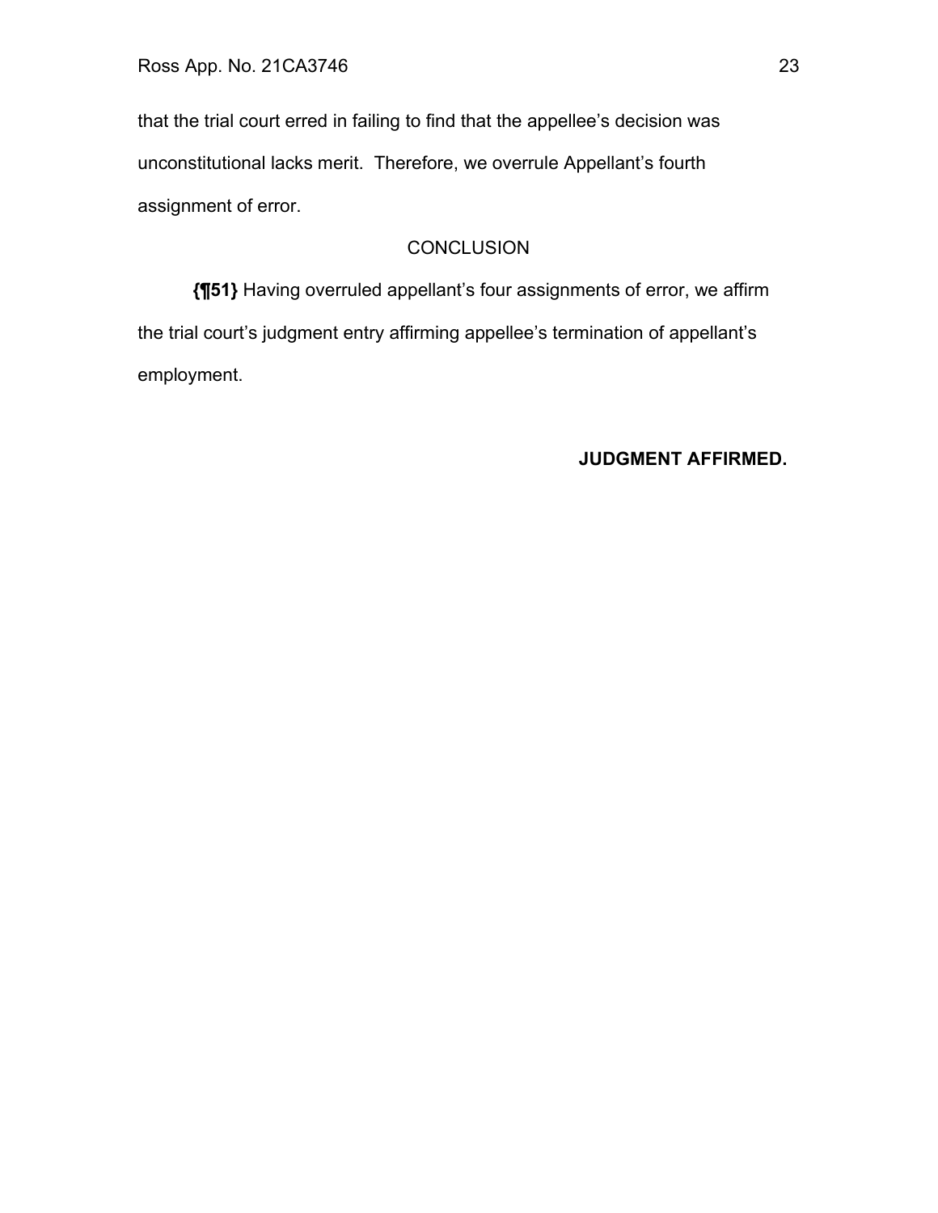that the trial court erred in failing to find that the appellee's decision was unconstitutional lacks merit. Therefore, we overrule Appellant's fourth assignment of error.

## CONCLUSION

**{¶51}** Having overruled appellant's four assignments of error, we affirm the trial court's judgment entry affirming appellee's termination of appellant's employment.

**JUDGMENT AFFIRMED.**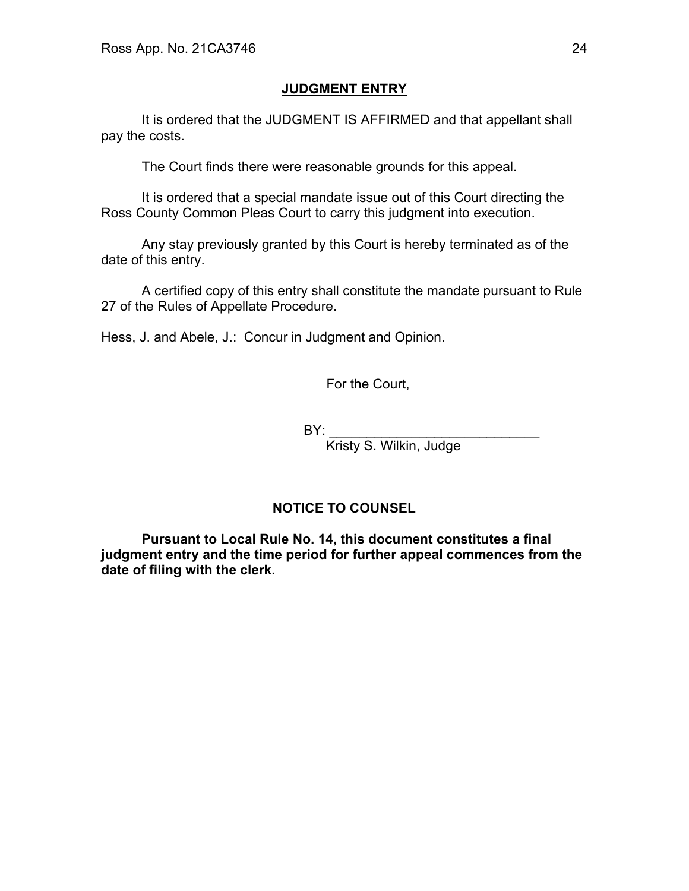## JUDGMENT ENTRY

It is ordered that the JUDGMENT IS AFFIRMED and that appellant shall pay the costs.

The Court finds there were reasonable grounds for this appeal.

It is ordered that a special mandate issue out of this Court directing the Ross County Common Pleas Court to carry this judgment into execution.

Any stay previously granted by this Court is hereby terminated as of the date of this entry.

A certified copy of this entry shall constitute the mandate pursuant to Rule 27 of the Rules of Appellate Procedure.

Hess, J. and Abele, J.: Concur in Judgment and Opinion.

For the Court,

BY: ____________________________
Kristy S. Wilkin, Judge

## NOTICE TO COUNSEL

**Pursuant to Local Rule No. 14, this document constitutes a final judgment entry and the time period for further appeal commences from the date of filing with the clerk.**